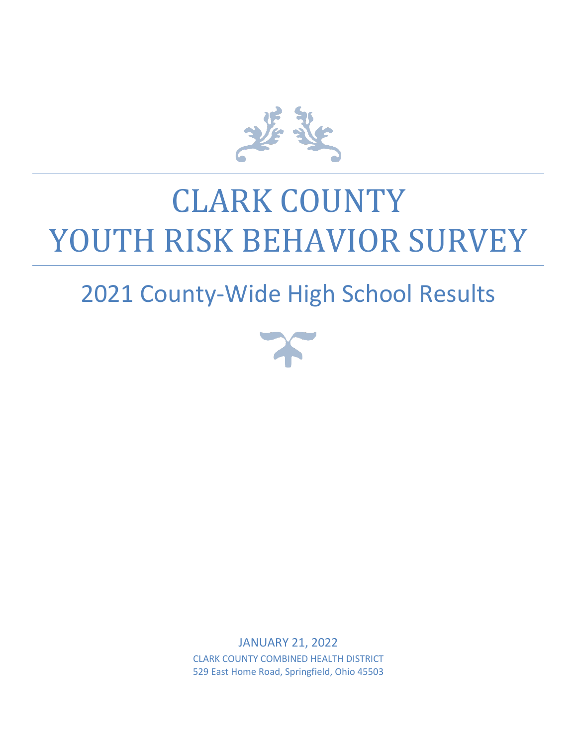# CLARK COUNTY YOUTH RISK BEHAVIOR SURVEY

## 2021 County-Wide High School Results

JANUARY 21, 2022

CLARK COUNTY COMBINED HEALTH DISTRICT

529 East Home Road, Springfield, Ohio 45503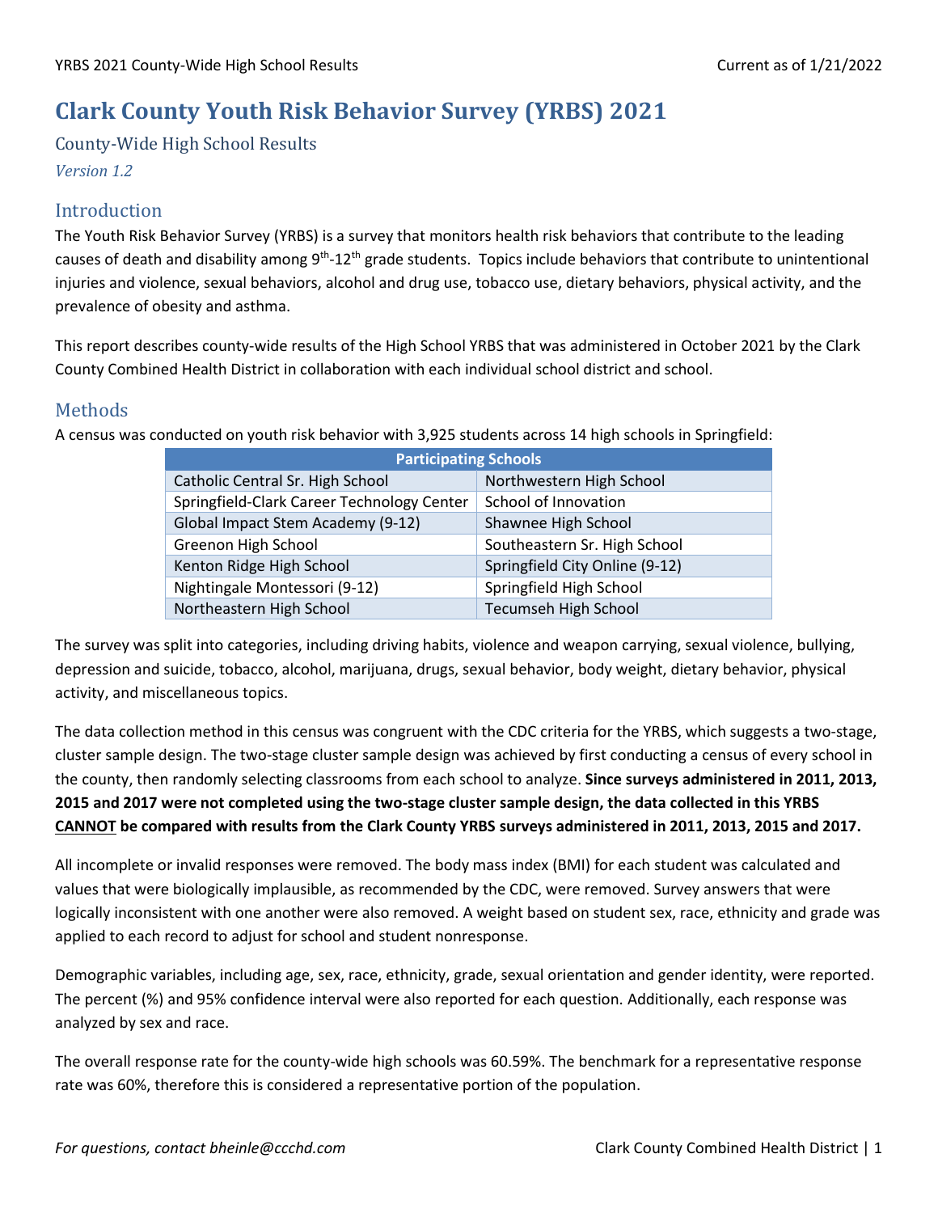# Clark County Youth Risk Behavior Survey (YRBS) 2021

## County-Wide High School Results

*Version 1.2*

## Introduction

The Youth Risk Behavior Survey (YRBS) is a survey that monitors health risk behaviors that contribute to the leading causes of death and disability among 9th-12th grade students. Topics include behaviors that contribute to unintentional injuries and violence, sexual behaviors, alcohol and drug use, tobacco use, dietary behaviors, physical activity, and the prevalence of obesity and asthma.

This report describes county-wide results of the High School YRBS that was administered in October 2021 by the Clark County Combined Health District in collaboration with each individual school district and school.

## Methods

A census was conducted on youth risk behavior with 3,925 students across 14 high schools in Springfield:

| Participating Schools | |
|---|---|
| Catholic Central Sr. High School | Northwestern High School |
| Springfield-Clark Career Technology Center | School of Innovation |
| Global Impact Stem Academy (9-12) | Shawnee High School |
| Greenon High School | Southeastern Sr. High School |
| Kenton Ridge High School | Springfield City Online (9-12) |
| Nightingale Montessori (9-12) | Springfield High School |
| Northeastern High School | Tecumseh High School |

The survey was split into categories, including driving habits, violence and weapon carrying, sexual violence, bullying, depression and suicide, tobacco, alcohol, marijuana, drugs, sexual behavior, body weight, dietary behavior, physical activity, and miscellaneous topics.

The data collection method in this census was congruent with the CDC criteria for the YRBS, which suggests a two-stage, cluster sample design. The two-stage cluster sample design was achieved by first conducting a census of every school in the county, then randomly selecting classrooms from each school to analyze. **Since surveys administered in 2011, 2013, 2015 and 2017 were not completed using the two-stage cluster sample design, the data collected in this YRBS CANNOT be compared with results from the Clark County YRBS surveys administered in 2011, 2013, 2015 and 2017.**

All incomplete or invalid responses were removed. The body mass index (BMI) for each student was calculated and values that were biologically implausible, as recommended by the CDC, were removed. Survey answers that were logically inconsistent with one another were also removed. A weight based on student sex, race, ethnicity and grade was applied to each record to adjust for school and student nonresponse.

Demographic variables, including age, sex, race, ethnicity, grade, sexual orientation and gender identity, were reported. The percent (%) and 95% confidence interval were also reported for each question. Additionally, each response was analyzed by sex and race.

The overall response rate for the county-wide high schools was 60.59%. The benchmark for a representative response rate was 60%, therefore this is considered a representative portion of the population.

*For questions, contact bheinle@ccchd.com*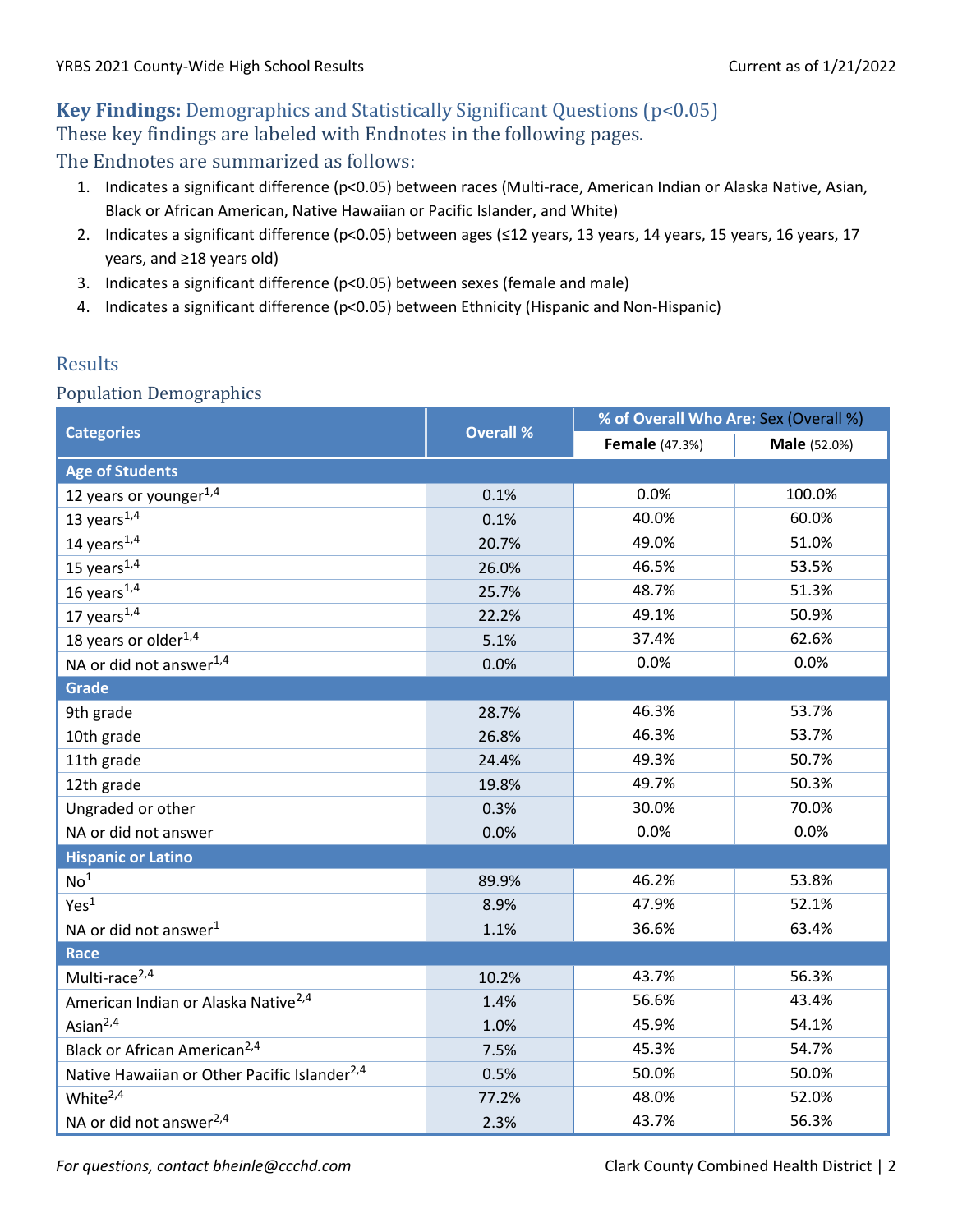## Key Findings: Demographics and Statistically Significant Questions (p<0.05)

These key findings are labeled with Endnotes in the following pages.

The Endnotes are summarized as follows:

1. Indicates a significant difference (p<0.05) between races (Multi-race, American Indian or Alaska Native, Asian, Black or African American, Native Hawaiian or Pacific Islander, and White)
2. Indicates a significant difference (p<0.05) between ages (≤12 years, 13 years, 14 years, 15 years, 16 years, 17 years, and ≥18 years old)
3. Indicates a significant difference (p<0.05) between sexes (female and male)
4. Indicates a significant difference (p<0.05) between Ethnicity (Hispanic and Non-Hispanic)

## Results

### Population Demographics

| Categories | Overall % | % of Overall Who Are: Sex (Overall %) | |
|---|---|---|---|
| | | **Female** (47.3%) | **Male** (52.0%) |
| **Age of Students** | | | |
| 12 years or younger[1,4] | 0.1% | 0.0% | 100.0% |
| 13 years[1,4] | 0.1% | 40.0% | 60.0% |
| 14 years[1,4] | 20.7% | 49.0% | 51.0% |
| 15 years[1,4] | 26.0% | 46.5% | 53.5% |
| 16 years[1,4] | 25.7% | 48.7% | 51.3% |
| 17 years[1,4] | 22.2% | 49.1% | 50.9% |
| 18 years or older[1,4] | 5.1% | 37.4% | 62.6% |
| NA or did not answer[1,4] | 0.0% | 0.0% | 0.0% |
| **Grade** | | | |
| 9th grade | 28.7% | 46.3% | 53.7% |
| 10th grade | 26.8% | 46.3% | 53.7% |
| 11th grade | 24.4% | 49.3% | 50.7% |
| 12th grade | 19.8% | 49.7% | 50.3% |
| Ungraded or other | 0.3% | 30.0% | 70.0% |
| NA or did not answer | 0.0% | 0.0% | 0.0% |
| **Hispanic or Latino** | | | |
| No[1] | 89.9% | 46.2% | 53.8% |
| Yes[1] | 8.9% | 47.9% | 52.1% |
| NA or did not answer[1] | 1.1% | 36.6% | 63.4% |
| **Race** | | | |
| Multi-race[2,4] | 10.2% | 43.7% | 56.3% |
| American Indian or Alaska Native[2,4] | 1.4% | 56.6% | 43.4% |
| Asian[2,4] | 1.0% | 45.9% | 54.1% |
| Black or African American[2,4] | 7.5% | 45.3% | 54.7% |
| Native Hawaiian or Other Pacific Islander[2,4] | 0.5% | 50.0% | 50.0% |
| White[2,4] | 77.2% | 48.0% | 52.0% |
| NA or did not answer[2,4] | 2.3% | 43.7% | 56.3% |

*For questions, contact bheinle@ccchd.com*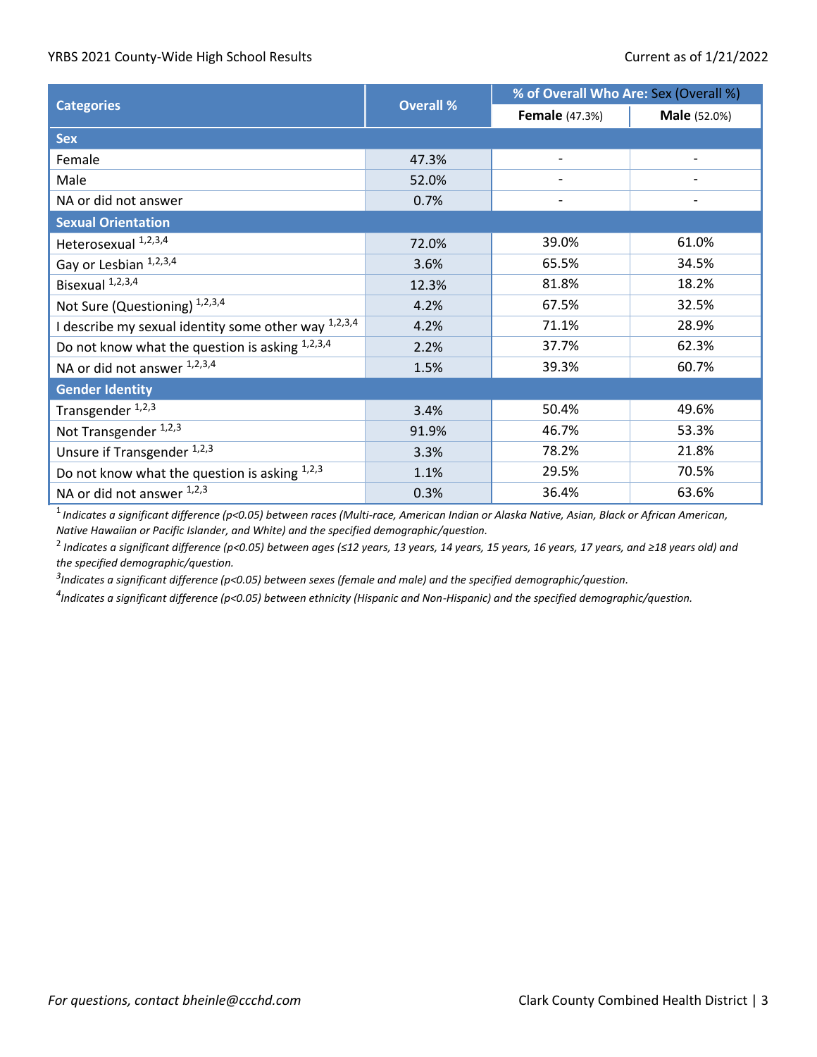| Categories | Overall % | % of Overall Who Are: Sex (Overall %) | |
|---|---|---|---|
| | | **Female** (47.3%) | **Male** (52.0%) |
| **Sex** | | | |
| Female | 47.3% | - | - |
| Male | 52.0% | - | - |
| NA or did not answer | 0.7% | - | - |
| **Sexual Orientation** | | | |
| Heterosexual [1,2,3,4] | 72.0% | 39.0% | 61.0% |
| Gay or Lesbian [1,2,3,4] | 3.6% | 65.5% | 34.5% |
| Bisexual [1,2,3,4] | 12.3% | 81.8% | 18.2% |
| Not Sure (Questioning) [1,2,3,4] | 4.2% | 67.5% | 32.5% |
| I describe my sexual identity some other way [1,2,3,4] | 4.2% | 71.1% | 28.9% |
| Do not know what the question is asking [1,2,3,4] | 2.2% | 37.7% | 62.3% |
| NA or did not answer [1,2,3,4] | 1.5% | 39.3% | 60.7% |
| **Gender Identity** | | | |
| Transgender [1,2,3] | 3.4% | 50.4% | 49.6% |
| Not Transgender [1,2,3] | 91.9% | 46.7% | 53.3% |
| Unsure if Transgender [1,2,3] | 3.3% | 78.2% | 21.8% |
| Do not know what the question is asking [1,2,3] | 1.1% | 29.5% | 70.5% |
| NA or did not answer [1,2,3] | 0.3% | 36.4% | 63.6% |

[1] *Indicates a significant difference ($p<0.05$) between races (Multi-race, American Indian or Alaska Native, Asian, Black or African American, Native Hawaiian or Pacific Islander, and White) and the specified demographic/question.*

[2] *Indicates a significant difference ($p<0.05$) between ages (≤12 years, 13 years, 14 years, 15 years, 16 years, 17 years, and ≥18 years old) and the specified demographic/question.*

[3] *Indicates a significant difference ($p<0.05$) between sexes (female and male) and the specified demographic/question.*

[4] *Indicates a significant difference ($p<0.05$) between ethnicity (Hispanic and Non-Hispanic) and the specified demographic/question.*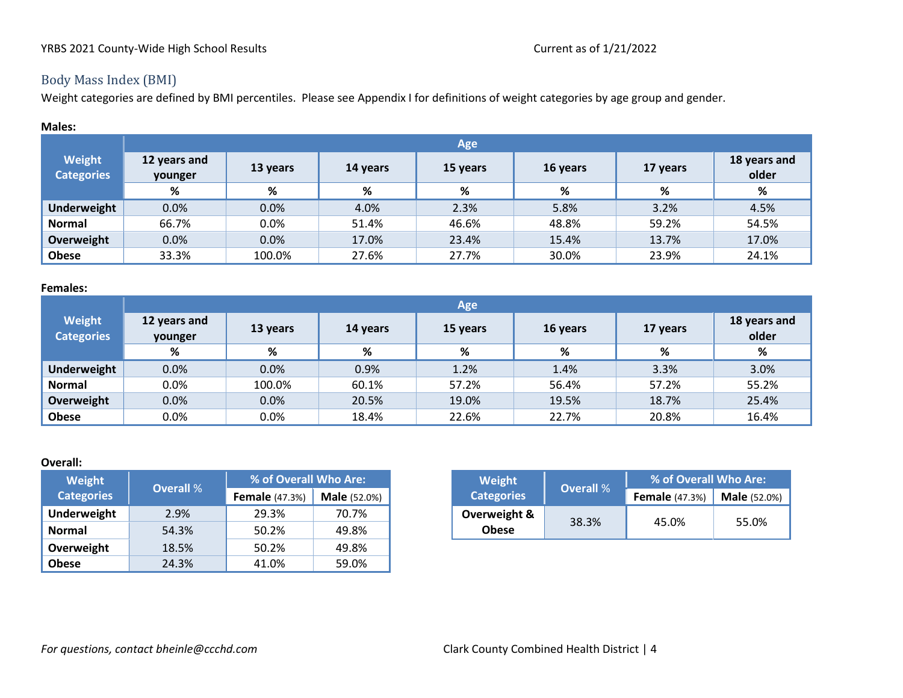## Body Mass Index (BMI)

Weight categories are defined by BMI percentiles. Please see Appendix I for definitions of weight categories by age group and gender.

**Males:**

| Weight Categories | Age | | | | | | |
|---|---|---|---|---|---|---|---|
| | 12 years and younger | 13 years | 14 years | 15 years | 16 years | 17 years | 18 years and older |
| | % | % | % | % | % | % | % |
| **Underweight** | 0.0% | 0.0% | 4.0% | 2.3% | 5.8% | 3.2% | 4.5% |
| **Normal** | 66.7% | 0.0% | 51.4% | 46.6% | 48.8% | 59.2% | 54.5% |
| **Overweight** | 0.0% | 0.0% | 17.0% | 23.4% | 15.4% | 13.7% | 17.0% |
| **Obese** | 33.3% | 100.0% | 27.6% | 27.7% | 30.0% | 23.9% | 24.1% |

**Females:**

| Weight Categories | Age | | | | | | |
|---|---|---|---|---|---|---|---|
| | 12 years and younger | 13 years | 14 years | 15 years | 16 years | 17 years | 18 years and older |
| | % | % | % | % | % | % | % |
| **Underweight** | 0.0% | 0.0% | 0.9% | 1.2% | 1.4% | 3.3% | 3.0% |
| **Normal** | 0.0% | 100.0% | 60.1% | 57.2% | 56.4% | 57.2% | 55.2% |
| **Overweight** | 0.0% | 0.0% | 20.5% | 19.0% | 19.5% | 18.7% | 25.4% |
| **Obese** | 0.0% | 0.0% | 18.4% | 22.6% | 22.7% | 20.8% | 16.4% |

**Overall:**

| Weight Categories | Overall % | % of Overall Who Are: | |
|---|---|---|---|
| | | **Female** (47.3%) | **Male** (52.0%) |
| **Underweight** | 2.9% | 29.3% | 70.7% |
| **Normal** | 54.3% | 50.2% | 49.8% |
| **Overweight** | 18.5% | 50.2% | 49.8% |
| **Obese** | 24.3% | 41.0% | 59.0% |

| Weight Categories | Overall % | % of Overall Who Are: | |
|---|---|---|---|
| | | **Female** (47.3%) | **Male** (52.0%) |
| **Overweight & Obese** | 38.3% | 45.0% | 55.0% |

*For questions, contact bheinle@ccchd.com*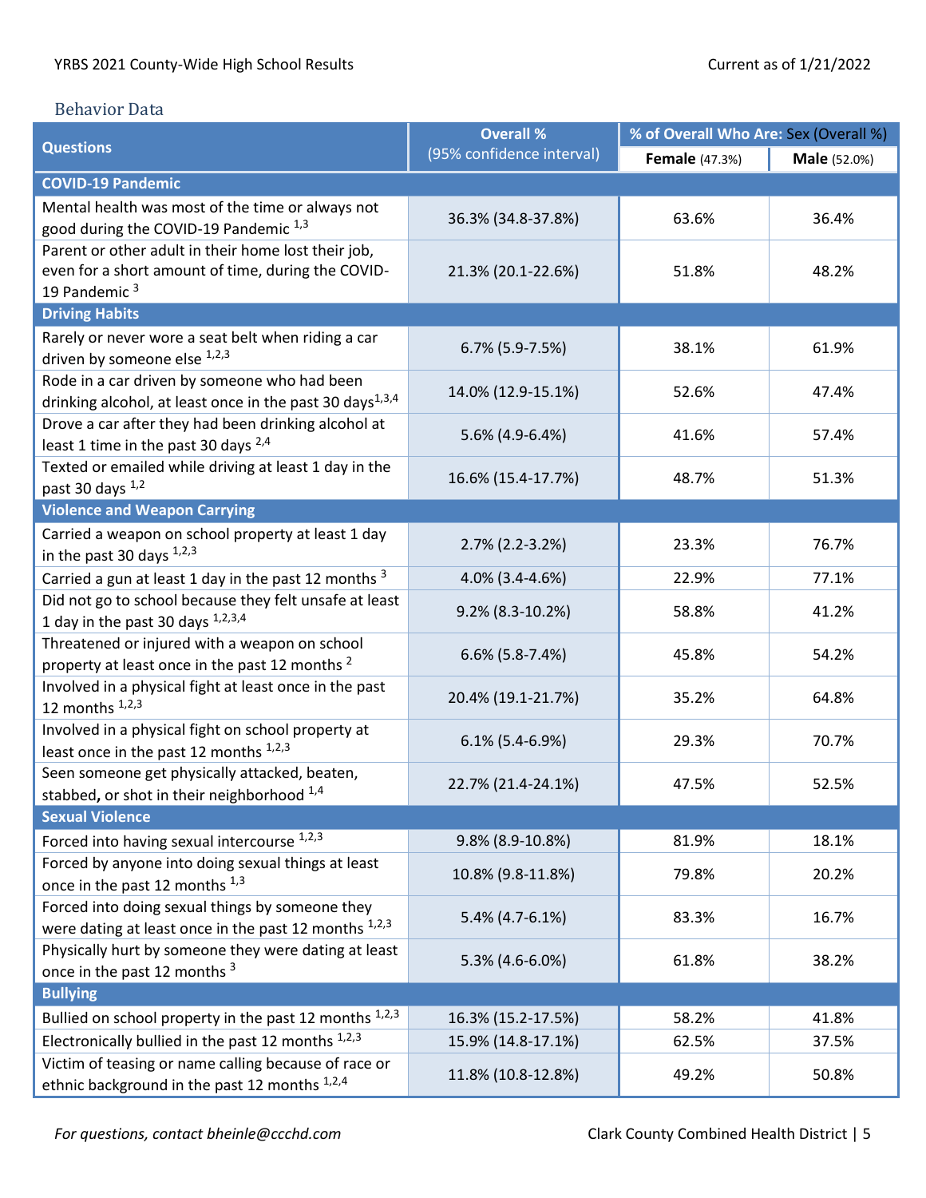## Behavior Data

| Questions | Overall % (95% confidence interval) | % of Overall Who Are: Sex (Overall %) | |
|---|---|---|---|
| | | **Female** (47.3%) | **Male** (52.0%) |
| **COVID-19 Pandemic** | | | |
| Mental health was most of the time or always not good during the COVID-19 Pandemic [1,3] | 36.3% (34.8-37.8%) | 63.6% | 36.4% |
| Parent or other adult in their home lost their job, even for a short amount of time, during the COVID-19 Pandemic [3] | 21.3% (20.1-22.6%) | 51.8% | 48.2% |
| **Driving Habits** | | | |
| Rarely or never wore a seat belt when riding a car driven by someone else [1,2,3] | 6.7% (5.9-7.5%) | 38.1% | 61.9% |
| Rode in a car driven by someone who had been drinking alcohol, at least once in the past 30 days[1,3,4] | 14.0% (12.9-15.1%) | 52.6% | 47.4% |
| Drove a car after they had been drinking alcohol at least 1 time in the past 30 days [2,4] | 5.6% (4.9-6.4%) | 41.6% | 57.4% |
| Texted or emailed while driving at least 1 day in the past 30 days [1,2] | 16.6% (15.4-17.7%) | 48.7% | 51.3% |
| **Violence and Weapon Carrying** | | | |
| Carried a weapon on school property at least 1 day in the past 30 days [1,2,3] | 2.7% (2.2-3.2%) | 23.3% | 76.7% |
| Carried a gun at least 1 day in the past 12 months [3] | 4.0% (3.4-4.6%) | 22.9% | 77.1% |
| Did not go to school because they felt unsafe at least 1 day in the past 30 days [1,2,3,4] | 9.2% (8.3-10.2%) | 58.8% | 41.2% |
| Threatened or injured with a weapon on school property at least once in the past 12 months [2] | 6.6% (5.8-7.4%) | 45.8% | 54.2% |
| Involved in a physical fight at least once in the past 12 months [1,2,3] | 20.4% (19.1-21.7%) | 35.2% | 64.8% |
| Involved in a physical fight on school property at least once in the past 12 months [1,2,3] | 6.1% (5.4-6.9%) | 29.3% | 70.7% |
| Seen someone get physically attacked, beaten, stabbed, or shot in their neighborhood [1,4] | 22.7% (21.4-24.1%) | 47.5% | 52.5% |
| **Sexual Violence** | | | |
| Forced into having sexual intercourse [1,2,3] | 9.8% (8.9-10.8%) | 81.9% | 18.1% |
| Forced by anyone into doing sexual things at least once in the past 12 months [1,3] | 10.8% (9.8-11.8%) | 79.8% | 20.2% |
| Forced into doing sexual things by someone they were dating at least once in the past 12 months [1,2,3] | 5.4% (4.7-6.1%) | 83.3% | 16.7% |
| Physically hurt by someone they were dating at least once in the past 12 months [3] | 5.3% (4.6-6.0%) | 61.8% | 38.2% |
| **Bullying** | | | |
| Bullied on school property in the past 12 months [1,2,3] | 16.3% (15.2-17.5%) | 58.2% | 41.8% |
| Electronically bullied in the past 12 months [1,2,3] | 15.9% (14.8-17.1%) | 62.5% | 37.5% |
| Victim of teasing or name calling because of race or ethnic background in the past 12 months [1,2,4] | 11.8% (10.8-12.8%) | 49.2% | 50.8% |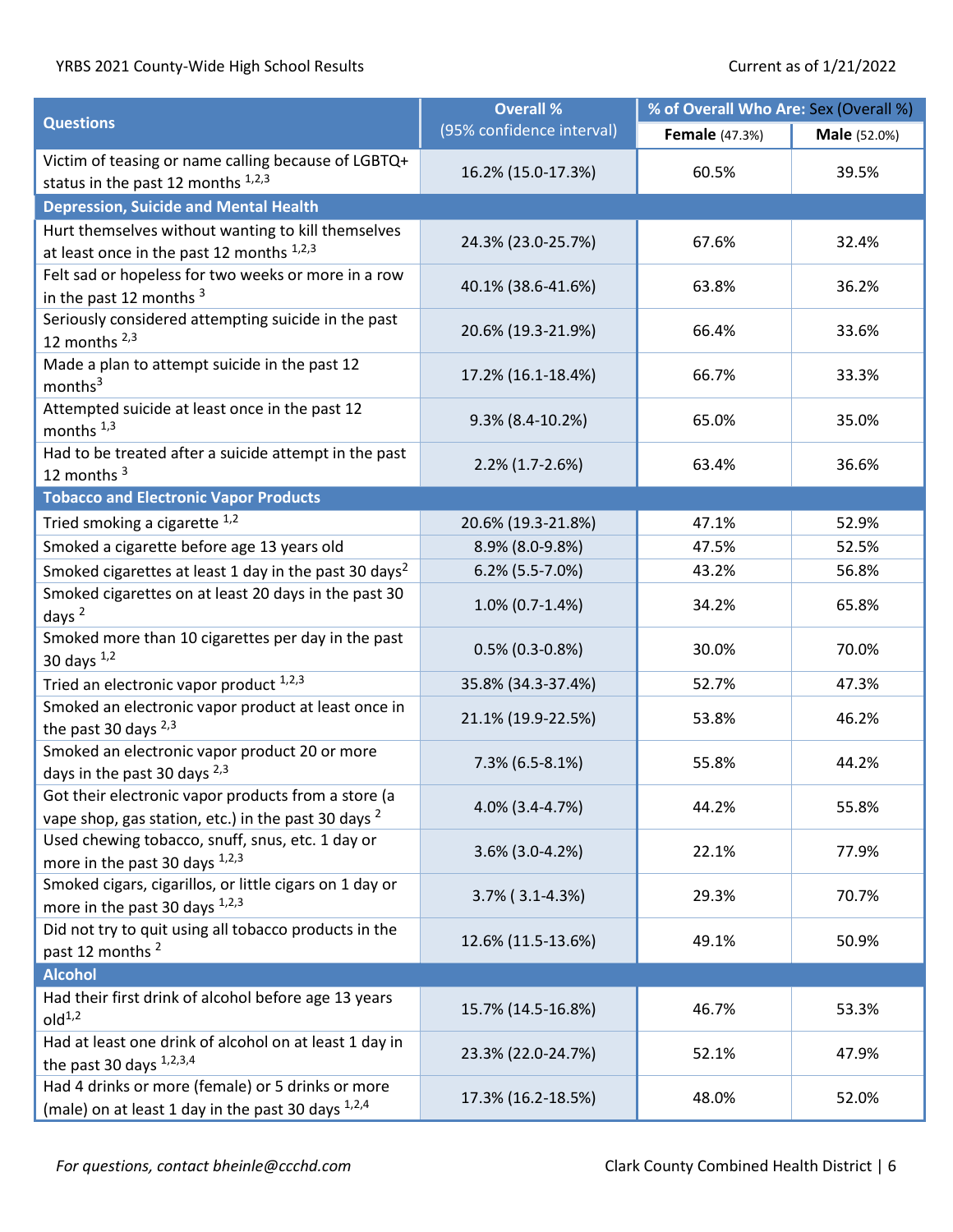| Questions | Overall % (95% confidence interval) | % of Overall Who Are: Sex (Overall %) | |
|---|---|---|---|
| | | **Female** (47.3%) | **Male** (52.0%) |
| Victim of teasing or name calling because of LGBTQ+ status in the past 12 months [1,2,3] | 16.2% (15.0-17.3%) | 60.5% | 39.5% |
| **Depression, Suicide and Mental Health** | | | |
| Hurt themselves without wanting to kill themselves at least once in the past 12 months [1,2,3] | 24.3% (23.0-25.7%) | 67.6% | 32.4% |
| Felt sad or hopeless for two weeks or more in a row in the past 12 months [3] | 40.1% (38.6-41.6%) | 63.8% | 36.2% |
| Seriously considered attempting suicide in the past 12 months [2,3] | 20.6% (19.3-21.9%) | 66.4% | 33.6% |
| Made a plan to attempt suicide in the past 12 months[3] | 17.2% (16.1-18.4%) | 66.7% | 33.3% |
| Attempted suicide at least once in the past 12 months [1,3] | 9.3% (8.4-10.2%) | 65.0% | 35.0% |
| Had to be treated after a suicide attempt in the past 12 months [3] | 2.2% (1.7-2.6%) | 63.4% | 36.6% |
| **Tobacco and Electronic Vapor Products** | | | |
| Tried smoking a cigarette [1,2] | 20.6% (19.3-21.8%) | 47.1% | 52.9% |
| Smoked a cigarette before age 13 years old | 8.9% (8.0-9.8%) | 47.5% | 52.5% |
| Smoked cigarettes at least 1 day in the past 30 days[2] | 6.2% (5.5-7.0%) | 43.2% | 56.8% |
| Smoked cigarettes on at least 20 days in the past 30 days [2] | 1.0% (0.7-1.4%) | 34.2% | 65.8% |
| Smoked more than 10 cigarettes per day in the past 30 days [1,2] | 0.5% (0.3-0.8%) | 30.0% | 70.0% |
| Tried an electronic vapor product [1,2,3] | 35.8% (34.3-37.4%) | 52.7% | 47.3% |
| Smoked an electronic vapor product at least once in the past 30 days [2,3] | 21.1% (19.9-22.5%) | 53.8% | 46.2% |
| Smoked an electronic vapor product 20 or more days in the past 30 days [2,3] | 7.3% (6.5-8.1%) | 55.8% | 44.2% |
| Got their electronic vapor products from a store (a vape shop, gas station, etc.) in the past 30 days [2] | 4.0% (3.4-4.7%) | 44.2% | 55.8% |
| Used chewing tobacco, snuff, snus, etc. 1 day or more in the past 30 days [1,2,3] | 3.6% (3.0-4.2%) | 22.1% | 77.9% |
| Smoked cigars, cigarillos, or little cigars on 1 day or more in the past 30 days [1,2,3] | 3.7% ( 3.1-4.3%) | 29.3% | 70.7% |
| Did not try to quit using all tobacco products in the past 12 months [2] | 12.6% (11.5-13.6%) | 49.1% | 50.9% |
| **Alcohol** | | | |
| Had their first drink of alcohol before age 13 years old[1,2] | 15.7% (14.5-16.8%) | 46.7% | 53.3% |
| Had at least one drink of alcohol on at least 1 day in the past 30 days [1,2,3,4] | 23.3% (22.0-24.7%) | 52.1% | 47.9% |
| Had 4 drinks or more (female) or 5 drinks or more (male) on at least 1 day in the past 30 days [1,2,4] | 17.3% (16.2-18.5%) | 48.0% | 52.0% |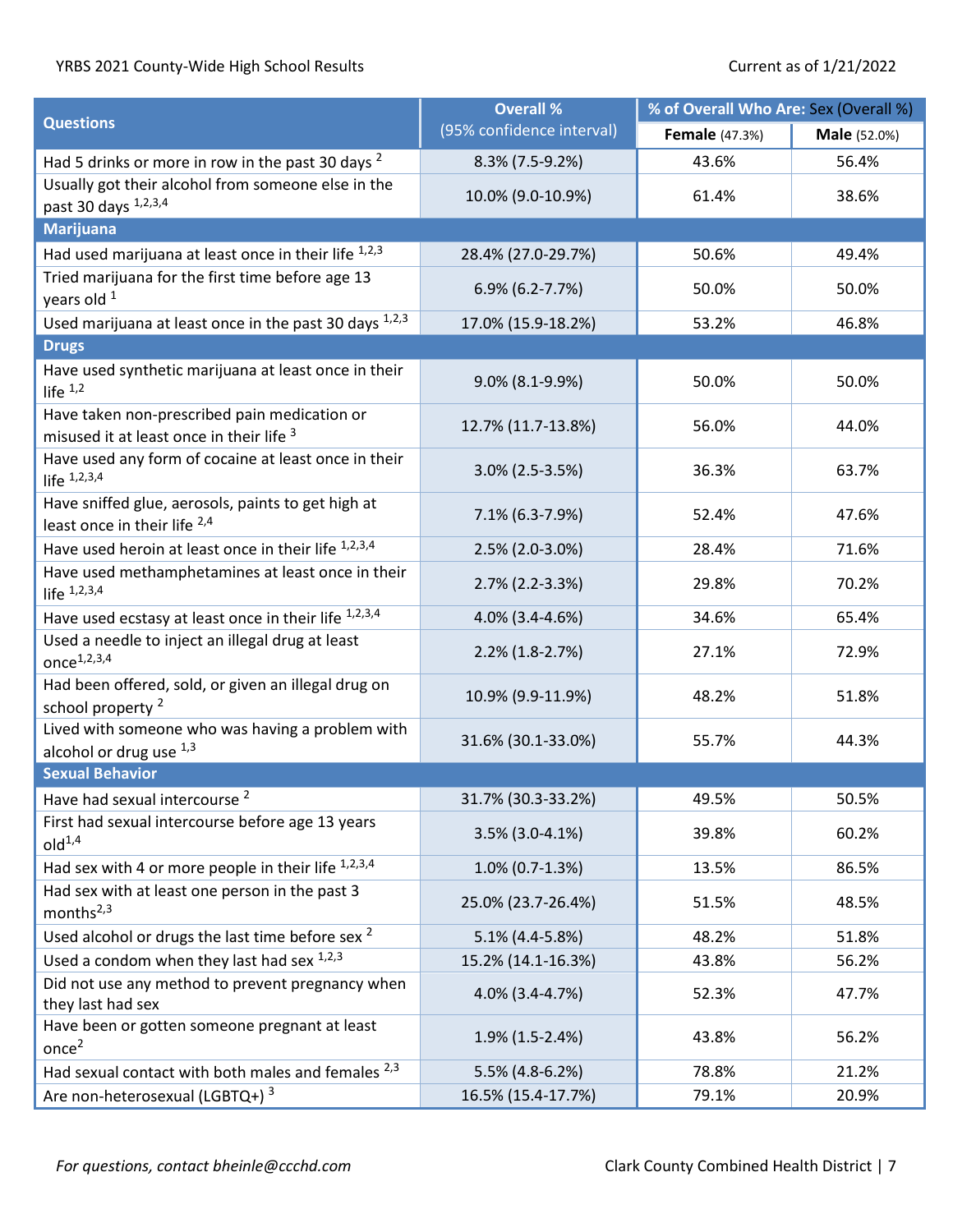| Questions | Overall % (95% confidence interval) | % of Overall Who Are: Sex (Overall %) | |
|---|---|---|---|
| | | Female (47.3%) | Male (52.0%) |
| Had 5 drinks or more in row in the past 30 days [2] | 8.3% (7.5-9.2%) | 43.6% | 56.4% |
| Usually got their alcohol from someone else in the past 30 days [1,2,3,4] | 10.0% (9.0-10.9%) | 61.4% | 38.6% |
| **Marijuana** | | | |
| Had used marijuana at least once in their life [1,2,3] | 28.4% (27.0-29.7%) | 50.6% | 49.4% |
| Tried marijuana for the first time before age 13 years old [1] | 6.9% (6.2-7.7%) | 50.0% | 50.0% |
| Used marijuana at least once in the past 30 days [1,2,3] | 17.0% (15.9-18.2%) | 53.2% | 46.8% |
| **Drugs** | | | |
| Have used synthetic marijuana at least once in their life [1,2] | 9.0% (8.1-9.9%) | 50.0% | 50.0% |
| Have taken non-prescribed pain medication or misused it at least once in their life [3] | 12.7% (11.7-13.8%) | 56.0% | 44.0% |
| Have used any form of cocaine at least once in their life [1,2,3,4] | 3.0% (2.5-3.5%) | 36.3% | 63.7% |
| Have sniffed glue, aerosols, paints to get high at least once in their life [2,4] | 7.1% (6.3-7.9%) | 52.4% | 47.6% |
| Have used heroin at least once in their life [1,2,3,4] | 2.5% (2.0-3.0%) | 28.4% | 71.6% |
| Have used methamphetamines at least once in their life [1,2,3,4] | 2.7% (2.2-3.3%) | 29.8% | 70.2% |
| Have used ecstasy at least once in their life [1,2,3,4] | 4.0% (3.4-4.6%) | 34.6% | 65.4% |
| Used a needle to inject an illegal drug at least once[1,2,3,4] | 2.2% (1.8-2.7%) | 27.1% | 72.9% |
| Had been offered, sold, or given an illegal drug on school property [2] | 10.9% (9.9-11.9%) | 48.2% | 51.8% |
| Lived with someone who was having a problem with alcohol or drug use [1,3] | 31.6% (30.1-33.0%) | 55.7% | 44.3% |
| **Sexual Behavior** | | | |
| Have had sexual intercourse [2] | 31.7% (30.3-33.2%) | 49.5% | 50.5% |
| First had sexual intercourse before age 13 years old[1,4] | 3.5% (3.0-4.1%) | 39.8% | 60.2% |
| Had sex with 4 or more people in their life [1,2,3,4] | 1.0% (0.7-1.3%) | 13.5% | 86.5% |
| Had sex with at least one person in the past 3 months[2,3] | 25.0% (23.7-26.4%) | 51.5% | 48.5% |
| Used alcohol or drugs the last time before sex [2] | 5.1% (4.4-5.8%) | 48.2% | 51.8% |
| Used a condom when they last had sex [1,2,3] | 15.2% (14.1-16.3%) | 43.8% | 56.2% |
| Did not use any method to prevent pregnancy when they last had sex | 4.0% (3.4-4.7%) | 52.3% | 47.7% |
| Have been or gotten someone pregnant at least once[2] | 1.9% (1.5-2.4%) | 43.8% | 56.2% |
| Had sexual contact with both males and females [2,3] | 5.5% (4.8-6.2%) | 78.8% | 21.2% |
| Are non-heterosexual (LGBTQ+) [3] | 16.5% (15.4-17.7%) | 79.1% | 20.9% |

*For questions, contact bheinle@ccchd.com*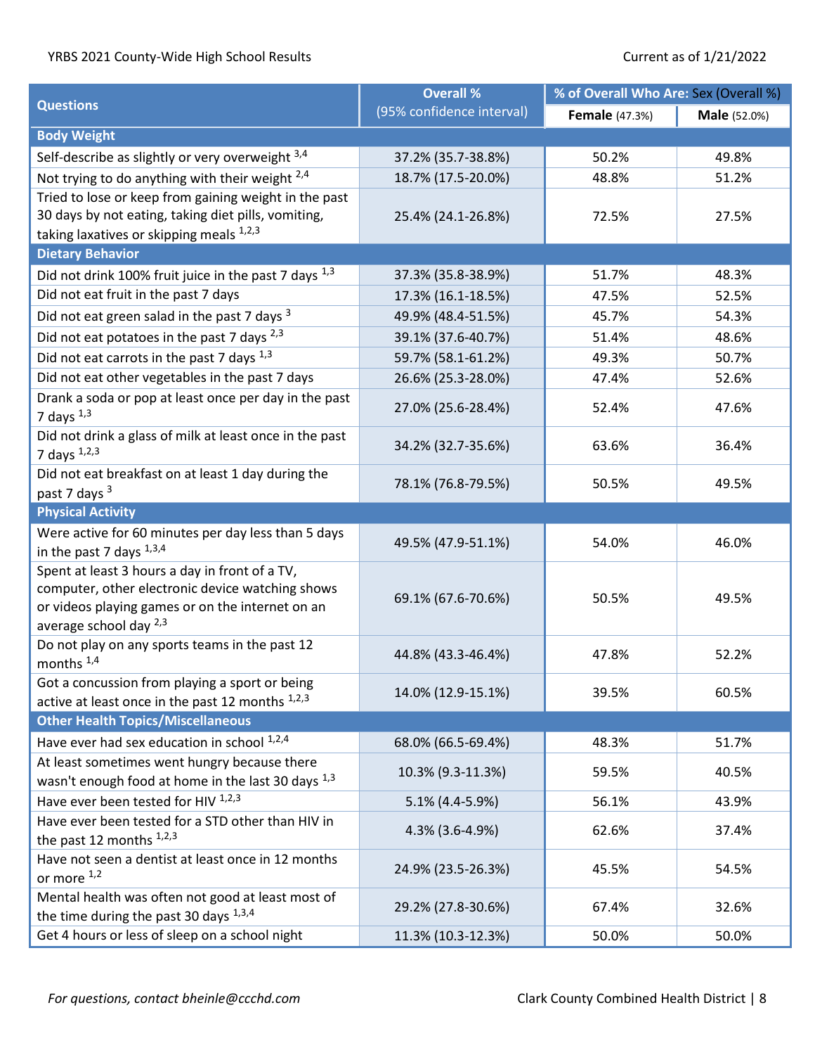| Questions | Overall % (95% confidence interval) | % of Overall Who Are: Sex (Overall %) | |
|---|---|---|---|
| | | **Female** (47.3%) | **Male** (52.0%) |
| **Body Weight** | | | |
| Self-describe as slightly or very overweight [3,4] | 37.2% (35.7-38.8%) | 50.2% | 49.8% |
| Not trying to do anything with their weight [2,4] | 18.7% (17.5-20.0%) | 48.8% | 51.2% |
| Tried to lose or keep from gaining weight in the past 30 days by not eating, taking diet pills, vomiting, taking laxatives or skipping meals [1,2,3] | 25.4% (24.1-26.8%) | 72.5% | 27.5% |
| **Dietary Behavior** | | | |
| Did not drink 100% fruit juice in the past 7 days [1,3] | 37.3% (35.8-38.9%) | 51.7% | 48.3% |
| Did not eat fruit in the past 7 days | 17.3% (16.1-18.5%) | 47.5% | 52.5% |
| Did not eat green salad in the past 7 days [3] | 49.9% (48.4-51.5%) | 45.7% | 54.3% |
| Did not eat potatoes in the past 7 days [2,3] | 39.1% (37.6-40.7%) | 51.4% | 48.6% |
| Did not eat carrots in the past 7 days [1,3] | 59.7% (58.1-61.2%) | 49.3% | 50.7% |
| Did not eat other vegetables in the past 7 days | 26.6% (25.3-28.0%) | 47.4% | 52.6% |
| Drank a soda or pop at least once per day in the past 7 days [1,3] | 27.0% (25.6-28.4%) | 52.4% | 47.6% |
| Did not drink a glass of milk at least once in the past 7 days [1,2,3] | 34.2% (32.7-35.6%) | 63.6% | 36.4% |
| Did not eat breakfast on at least 1 day during the past 7 days [3] | 78.1% (76.8-79.5%) | 50.5% | 49.5% |
| **Physical Activity** | | | |
| Were active for 60 minutes per day less than 5 days in the past 7 days [1,3,4] | 49.5% (47.9-51.1%) | 54.0% | 46.0% |
| Spent at least 3 hours a day in front of a TV, computer, other electronic device watching shows or videos playing games or on the internet on an average school day [2,3] | 69.1% (67.6-70.6%) | 50.5% | 49.5% |
| Do not play on any sports teams in the past 12 months [1,4] | 44.8% (43.3-46.4%) | 47.8% | 52.2% |
| Got a concussion from playing a sport or being active at least once in the past 12 months [1,2,3] | 14.0% (12.9-15.1%) | 39.5% | 60.5% |
| **Other Health Topics/Miscellaneous** | | | |
| Have ever had sex education in school [1,2,4] | 68.0% (66.5-69.4%) | 48.3% | 51.7% |
| At least sometimes went hungry because there wasn't enough food at home in the last 30 days [1,3] | 10.3% (9.3-11.3%) | 59.5% | 40.5% |
| Have ever been tested for HIV [1,2,3] | 5.1% (4.4-5.9%) | 56.1% | 43.9% |
| Have ever been tested for a STD other than HIV in the past 12 months [1,2,3] | 4.3% (3.6-4.9%) | 62.6% | 37.4% |
| Have not seen a dentist at least once in 12 months or more [1,2] | 24.9% (23.5-26.3%) | 45.5% | 54.5% |
| Mental health was often not good at least most of the time during the past 30 days [1,3,4] | 29.2% (27.8-30.6%) | 67.4% | 32.6% |
| Get 4 hours or less of sleep on a school night | 11.3% (10.3-12.3%) | 50.0% | 50.0% |

*For questions, contact bheinle@ccchd.com*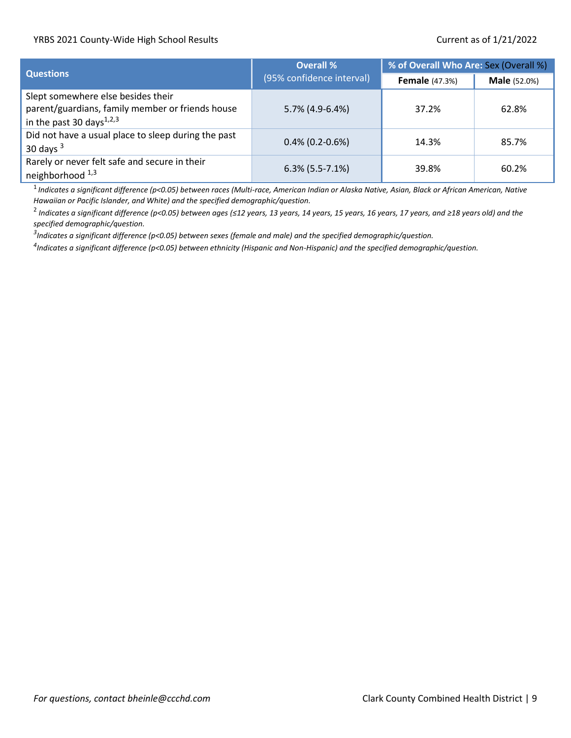| Questions | Overall % (95% confidence interval) | % of Overall Who Are: Sex (Overall %) | |
|---|---|---|---|
| | | **Female** (47.3%) | **Male** (52.0%) |
| Slept somewhere else besides their parent/guardians, family member or friends house in the past 30 days[1,2,3] | 5.7% (4.9-6.4%) | 37.2% | 62.8% |
| Did not have a usual place to sleep during the past 30 days [3] | 0.4% (0.2-0.6%) | 14.3% | 85.7% |
| Rarely or never felt safe and secure in their neighborhood [1,3] | 6.3% (5.5-7.1%) | 39.8% | 60.2% |

[1] *Indicates a significant difference (p<0.05) between races (Multi-race, American Indian or Alaska Native, Asian, Black or African American, Native Hawaiian or Pacific Islander, and White) and the specified demographic/question.*

[2] *Indicates a significant difference (p<0.05) between ages (≤12 years, 13 years, 14 years, 15 years, 16 years, 17 years, and ≥18 years old) and the specified demographic/question.*

[3] *Indicates a significant difference (p<0.05) between sexes (female and male) and the specified demographic/question.*

[4] *Indicates a significant difference (p<0.05) between ethnicity (Hispanic and Non-Hispanic) and the specified demographic/question.*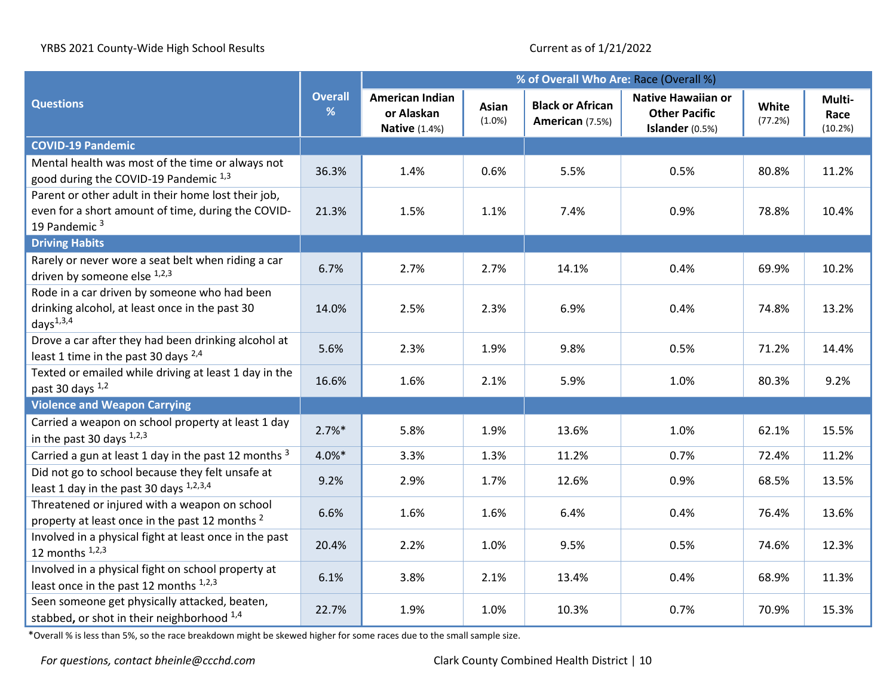YRBS 2021 County-Wide High School Results

Current as of 1/21/2022

| Questions | Overall % | % of Overall Who Are: Race (Overall %) | | | | | |
|---|---|---|---|---|---|---|---|
| | | American Indian or Alaskan Native (1.4%) | Asian (1.0%) | Black or African American (7.5%) | Native Hawaiian or Other Pacific Islander (0.5%) | White (77.2%) | Multi-Race (10.2%) |
| **COVID-19 Pandemic** | | | | | | | |
| Mental health was most of the time or always not good during the COVID-19 Pandemic [1,3] | 36.3% | 1.4% | 0.6% | 5.5% | 0.5% | 80.8% | 11.2% |
| Parent or other adult in their home lost their job, even for a short amount of time, during the COVID-19 Pandemic [3] | 21.3% | 1.5% | 1.1% | 7.4% | 0.9% | 78.8% | 10.4% |
| **Driving Habits** | | | | | | | |
| Rarely or never wore a seat belt when riding a car driven by someone else [1,2,3] | 6.7% | 2.7% | 2.7% | 14.1% | 0.4% | 69.9% | 10.2% |
| Rode in a car driven by someone who had been drinking alcohol, at least once in the past 30 days[1,3,4] | 14.0% | 2.5% | 2.3% | 6.9% | 0.4% | 74.8% | 13.2% |
| Drove a car after they had been drinking alcohol at least 1 time in the past 30 days [2,4] | 5.6% | 2.3% | 1.9% | 9.8% | 0.5% | 71.2% | 14.4% |
| Texted or emailed while driving at least 1 day in the past 30 days [1,2] | 16.6% | 1.6% | 2.1% | 5.9% | 1.0% | 80.3% | 9.2% |
| **Violence and Weapon Carrying** | | | | | | | |
| Carried a weapon on school property at least 1 day in the past 30 days [1,2,3] | 2.7%* | 5.8% | 1.9% | 13.6% | 1.0% | 62.1% | 15.5% |
| Carried a gun at least 1 day in the past 12 months [3] | 4.0%* | 3.3% | 1.3% | 11.2% | 0.7% | 72.4% | 11.2% |
| Did not go to school because they felt unsafe at least 1 day in the past 30 days [1,2,3,4] | 9.2% | 2.9% | 1.7% | 12.6% | 0.9% | 68.5% | 13.5% |
| Threatened or injured with a weapon on school property at least once in the past 12 months [2] | 6.6% | 1.6% | 1.6% | 6.4% | 0.4% | 76.4% | 13.6% |
| Involved in a physical fight at least once in the past 12 months [1,2,3] | 20.4% | 2.2% | 1.0% | 9.5% | 0.5% | 74.6% | 12.3% |
| Involved in a physical fight on school property at least once in the past 12 months [1,2,3] | 6.1% | 3.8% | 2.1% | 13.4% | 0.4% | 68.9% | 11.3% |
| Seen someone get physically attacked, beaten, stabbed, or shot in their neighborhood [1,4] | 22.7% | 1.9% | 1.0% | 10.3% | 0.7% | 70.9% | 15.3% |

*Overall % is less than 5%, so the race breakdown might be skewed higher for some races due to the small sample size.

*For questions, contact bheinle@ccchd.com*

Clark County Combined Health District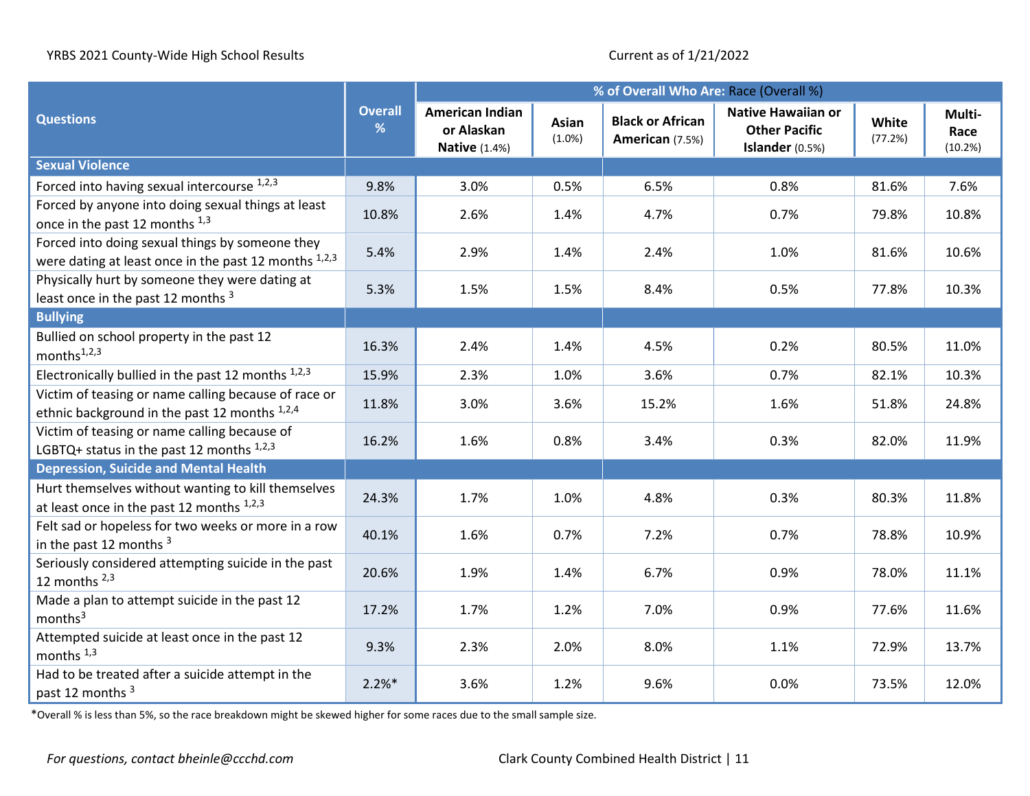YRBS 2021 County-Wide High School Results

Current as of 1/21/2022

| Questions | Overall % | % of Overall Who Are: Race (Overall %) | | | | | |
|---|---|---|---|---|---|---|---|
| | | American Indian or Alaskan Native (1.4%) | Asian (1.0%) | Black or African American (7.5%) | Native Hawaiian or Other Pacific Islander (0.5%) | White (77.2%) | Multi-Race (10.2%) |
| **Sexual Violence** | | | | | | | |
| Forced into having sexual intercourse [1,2,3] | 9.8% | 3.0% | 0.5% | 6.5% | 0.8% | 81.6% | 7.6% |
| Forced by anyone into doing sexual things at least once in the past 12 months [1,3] | 10.8% | 2.6% | 1.4% | 4.7% | 0.7% | 79.8% | 10.8% |
| Forced into doing sexual things by someone they were dating at least once in the past 12 months [1,2,3] | 5.4% | 2.9% | 1.4% | 2.4% | 1.0% | 81.6% | 10.6% |
| Physically hurt by someone they were dating at least once in the past 12 months [3] | 5.3% | 1.5% | 1.5% | 8.4% | 0.5% | 77.8% | 10.3% |
| **Bullying** | | | | | | | |
| Bullied on school property in the past 12 months[1,2,3] | 16.3% | 2.4% | 1.4% | 4.5% | 0.2% | 80.5% | 11.0% |
| Electronically bullied in the past 12 months [1,2,3] | 15.9% | 2.3% | 1.0% | 3.6% | 0.7% | 82.1% | 10.3% |
| Victim of teasing or name calling because of race or ethnic background in the past 12 months [1,2,4] | 11.8% | 3.0% | 3.6% | 15.2% | 1.6% | 51.8% | 24.8% |
| Victim of teasing or name calling because of LGBTQ+ status in the past 12 months [1,2,3] | 16.2% | 1.6% | 0.8% | 3.4% | 0.3% | 82.0% | 11.9% |
| **Depression, Suicide and Mental Health** | | | | | | | |
| Hurt themselves without wanting to kill themselves at least once in the past 12 months [1,2,3] | 24.3% | 1.7% | 1.0% | 4.8% | 0.3% | 80.3% | 11.8% |
| Felt sad or hopeless for two weeks or more in a row in the past 12 months [3] | 40.1% | 1.6% | 0.7% | 7.2% | 0.7% | 78.8% | 10.9% |
| Seriously considered attempting suicide in the past 12 months [2,3] | 20.6% | 1.9% | 1.4% | 6.7% | 0.9% | 78.0% | 11.1% |
| Made a plan to attempt suicide in the past 12 months[3] | 17.2% | 1.7% | 1.2% | 7.0% | 0.9% | 77.6% | 11.6% |
| Attempted suicide at least once in the past 12 months [1,3] | 9.3% | 2.3% | 2.0% | 8.0% | 1.1% | 72.9% | 13.7% |
| Had to be treated after a suicide attempt in the past 12 months [3] | 2.2%* | 3.6% | 1.2% | 9.6% | 0.0% | 73.5% | 12.0% |

*Overall % is less than 5%, so the race breakdown might be skewed higher for some races due to the small sample size.

*For questions, contact bheinle@ccchd.com*

Clark County Combined Health District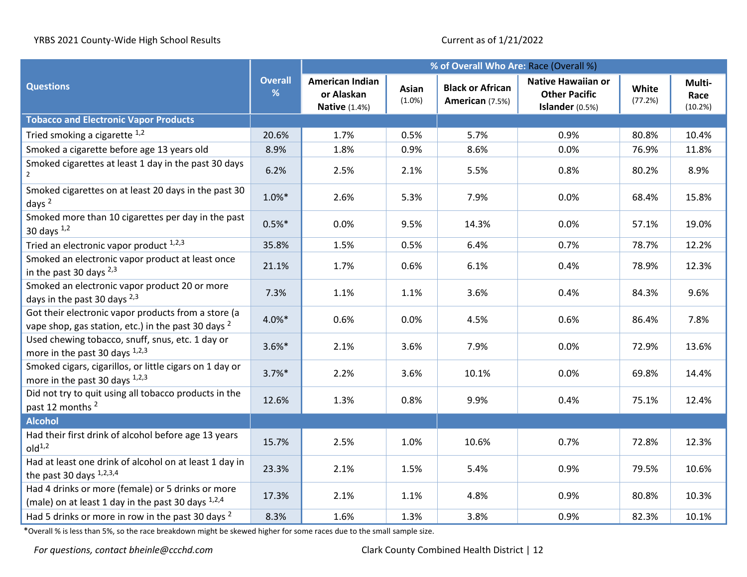YRBS 2021 County-Wide High School Results

Current as of 1/21/2022

| Questions | Overall % | % of Overall Who Are: Race (Overall %) | | | | | |
|---|---|---|---|---|---|---|---|
| | | American Indian or Alaskan Native (1.4%) | Asian (1.0%) | Black or African American (7.5%) | Native Hawaiian or Other Pacific Islander (0.5%) | White (77.2%) | Multi-Race (10.2%) |
| **Tobacco and Electronic Vapor Products** | | | | | | | |
| Tried smoking a cigarette [1,2] | 20.6% | 1.7% | 0.5% | 5.7% | 0.9% | 80.8% | 10.4% |
| Smoked a cigarette before age 13 years old | 8.9% | 1.8% | 0.9% | 8.6% | 0.0% | 76.9% | 11.8% |
| Smoked cigarettes at least 1 day in the past 30 days [2] | 6.2% | 2.5% | 2.1% | 5.5% | 0.8% | 80.2% | 8.9% |
| Smoked cigarettes on at least 20 days in the past 30 days [2] | 1.0%* | 2.6% | 5.3% | 7.9% | 0.0% | 68.4% | 15.8% |
| Smoked more than 10 cigarettes per day in the past 30 days [1,2] | 0.5%* | 0.0% | 9.5% | 14.3% | 0.0% | 57.1% | 19.0% |
| Tried an electronic vapor product [1,2,3] | 35.8% | 1.5% | 0.5% | 6.4% | 0.7% | 78.7% | 12.2% |
| Smoked an electronic vapor product at least once in the past 30 days [2,3] | 21.1% | 1.7% | 0.6% | 6.1% | 0.4% | 78.9% | 12.3% |
| Smoked an electronic vapor product 20 or more days in the past 30 days [2,3] | 7.3% | 1.1% | 1.1% | 3.6% | 0.4% | 84.3% | 9.6% |
| Got their electronic vapor products from a store (a vape shop, gas station, etc.) in the past 30 days [2] | 4.0%* | 0.6% | 0.0% | 4.5% | 0.6% | 86.4% | 7.8% |
| Used chewing tobacco, snuff, snus, etc. 1 day or more in the past 30 days [1,2,3] | 3.6%* | 2.1% | 3.6% | 7.9% | 0.0% | 72.9% | 13.6% |
| Smoked cigars, cigarillos, or little cigars on 1 day or more in the past 30 days [1,2,3] | 3.7%* | 2.2% | 3.6% | 10.1% | 0.0% | 69.8% | 14.4% |
| Did not try to quit using all tobacco products in the past 12 months [2] | 12.6% | 1.3% | 0.8% | 9.9% | 0.4% | 75.1% | 12.4% |
| **Alcohol** | | | | | | | |
| Had their first drink of alcohol before age 13 years old[1,2] | 15.7% | 2.5% | 1.0% | 10.6% | 0.7% | 72.8% | 12.3% |
| Had at least one drink of alcohol on at least 1 day in the past 30 days [1,2,3,4] | 23.3% | 2.1% | 1.5% | 5.4% | 0.9% | 79.5% | 10.6% |
| Had 4 drinks or more (female) or 5 drinks or more (male) on at least 1 day in the past 30 days [1,2,4] | 17.3% | 2.1% | 1.1% | 4.8% | 0.9% | 80.8% | 10.3% |
| Had 5 drinks or more in row in the past 30 days [2] | 8.3% | 1.6% | 1.3% | 3.8% | 0.9% | 82.3% | 10.1% |

*Overall % is less than 5%, so the race breakdown might be skewed higher for some races due to the small sample size.

*For questions, contact bheinle@ccchd.com*

Clark County Combined Health District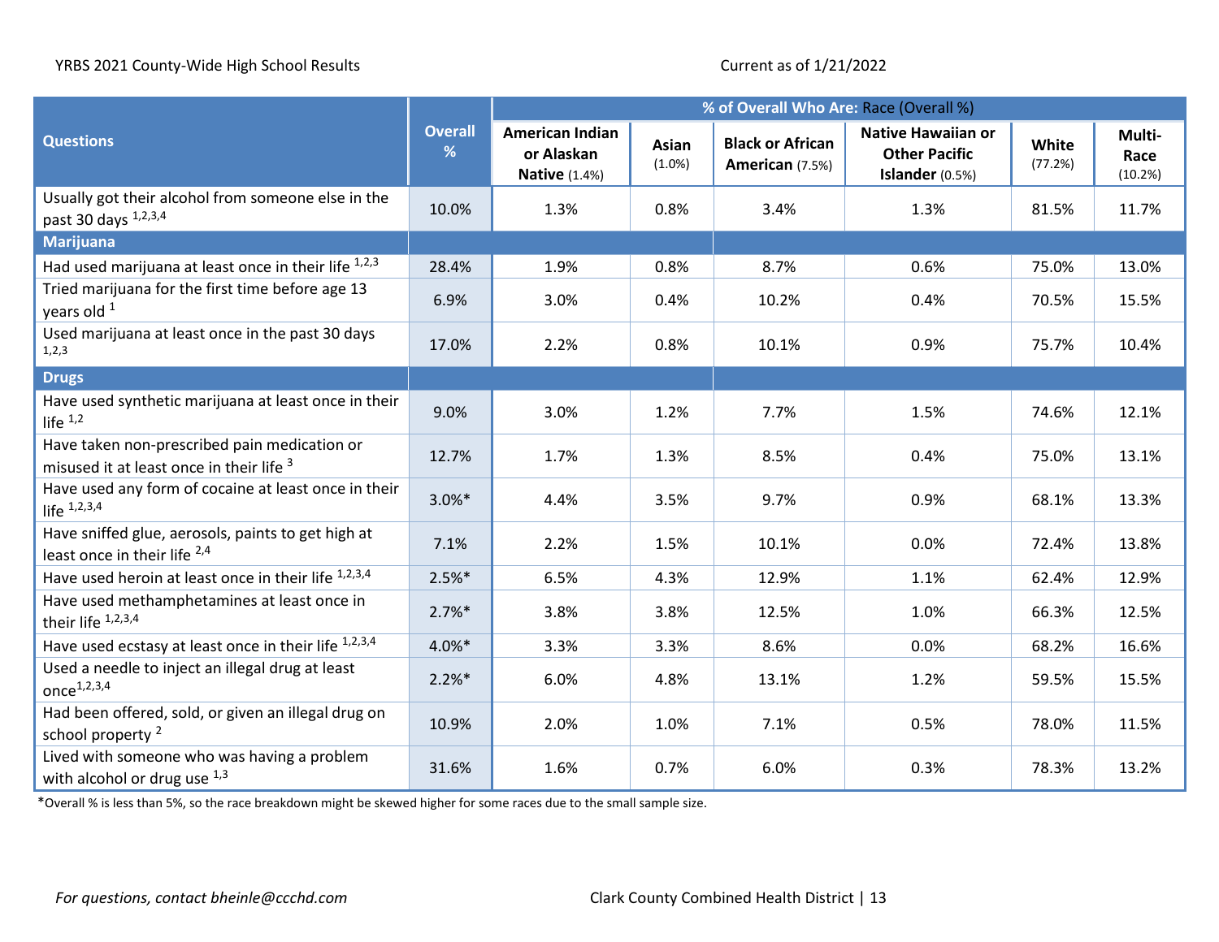YRBS 2021 County-Wide High School Results

Current as of 1/21/2022

| Questions | Overall % | % of Overall Who Are: Race (Overall %) | | | | | |
|---|---|---|---|---|---|---|---|
| | | American Indian or Alaskan Native (1.4%) | Asian (1.0%) | Black or African American (7.5%) | Native Hawaiian or Other Pacific Islander (0.5%) | White (77.2%) | Multi-Race (10.2%) |
| Usually got their alcohol from someone else in the past 30 days [1,2,3,4] | 10.0% | 1.3% | 0.8% | 3.4% | 1.3% | 81.5% | 11.7% |
| **Marijuana** | | | | | | | |
| Had used marijuana at least once in their life [1,2,3] | 28.4% | 1.9% | 0.8% | 8.7% | 0.6% | 75.0% | 13.0% |
| Tried marijuana for the first time before age 13 years old [1] | 6.9% | 3.0% | 0.4% | 10.2% | 0.4% | 70.5% | 15.5% |
| Used marijuana at least once in the past 30 days [1,2,3] | 17.0% | 2.2% | 0.8% | 10.1% | 0.9% | 75.7% | 10.4% |
| **Drugs** | | | | | | | |
| Have used synthetic marijuana at least once in their life [1,2] | 9.0% | 3.0% | 1.2% | 7.7% | 1.5% | 74.6% | 12.1% |
| Have taken non-prescribed pain medication or misused it at least once in their life [3] | 12.7% | 1.7% | 1.3% | 8.5% | 0.4% | 75.0% | 13.1% |
| Have used any form of cocaine at least once in their life [1,2,3,4] | 3.0%* | 4.4% | 3.5% | 9.7% | 0.9% | 68.1% | 13.3% |
| Have sniffed glue, aerosols, paints to get high at least once in their life [2,4] | 7.1% | 2.2% | 1.5% | 10.1% | 0.0% | 72.4% | 13.8% |
| Have used heroin at least once in their life [1,2,3,4] | 2.5%* | 6.5% | 4.3% | 12.9% | 1.1% | 62.4% | 12.9% |
| Have used methamphetamines at least once in their life [1,2,3,4] | 2.7%* | 3.8% | 3.8% | 12.5% | 1.0% | 66.3% | 12.5% |
| Have used ecstasy at least once in their life [1,2,3,4] | 4.0%* | 3.3% | 3.3% | 8.6% | 0.0% | 68.2% | 16.6% |
| Used a needle to inject an illegal drug at least once[1,2,3,4] | 2.2%* | 6.0% | 4.8% | 13.1% | 1.2% | 59.5% | 15.5% |
| Had been offered, sold, or given an illegal drug on school property [2] | 10.9% | 2.0% | 1.0% | 7.1% | 0.5% | 78.0% | 11.5% |
| Lived with someone who was having a problem with alcohol or drug use [1,3] | 31.6% | 1.6% | 0.7% | 6.0% | 0.3% | 78.3% | 13.2% |

*Overall % is less than 5%, so the race breakdown might be skewed higher for some races due to the small sample size.

*For questions, contact bheinle@ccchd.com*

Clark County Combined Health District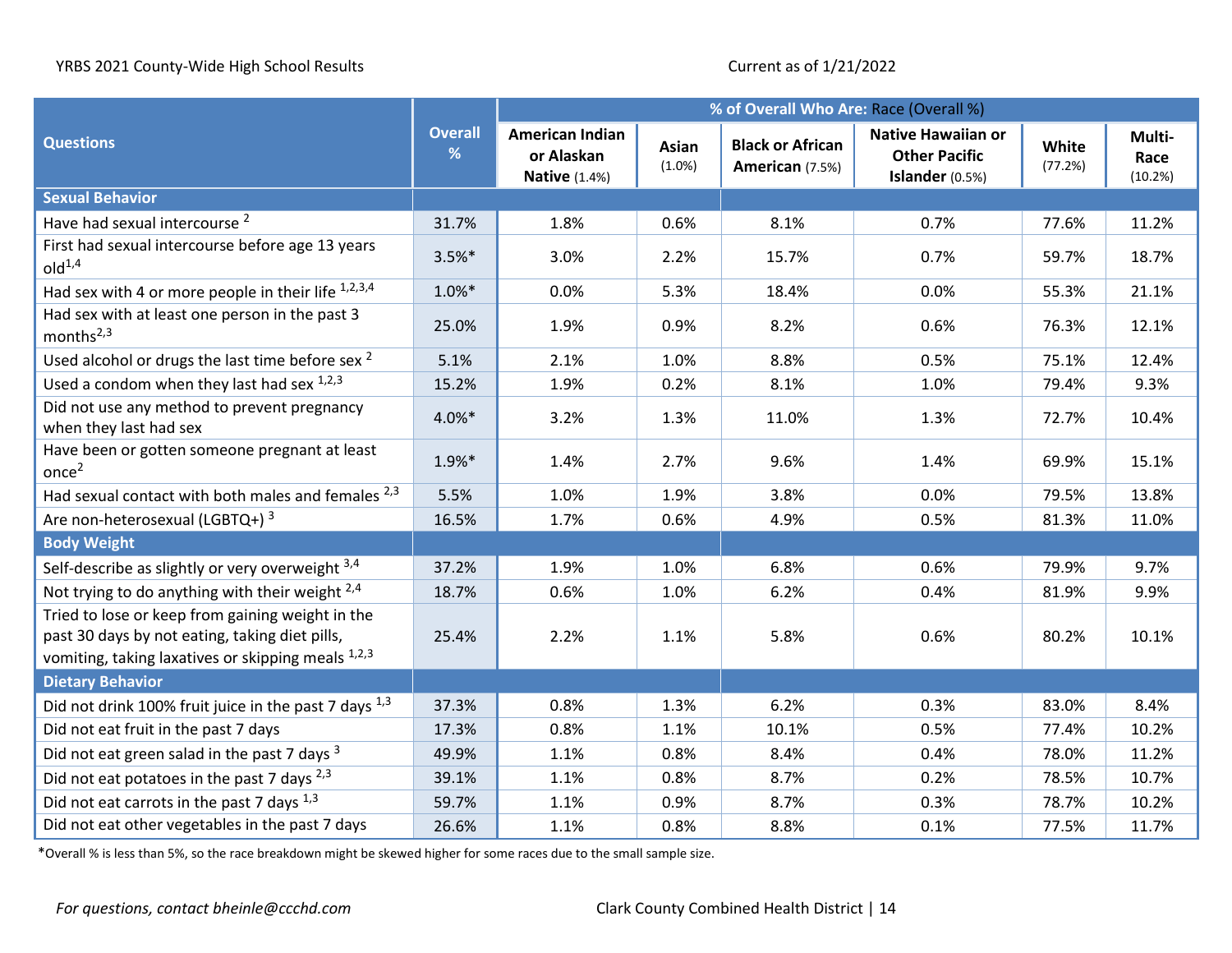YRBS 2021 County-Wide High School Results

Current as of 1/21/2022

| Questions | Overall % | % of Overall Who Are: Race (Overall %) | | | | | |
|---|---|---|---|---|---|---|---|
| | | American Indian or Alaskan Native (1.4%) | Asian (1.0%) | Black or African American (7.5%) | Native Hawaiian or Other Pacific Islander (0.5%) | White (77.2%) | Multi-Race (10.2%) |
| **Sexual Behavior** | | | | | | | |
| Have had sexual intercourse [2] | 31.7% | 1.8% | 0.6% | 8.1% | 0.7% | 77.6% | 11.2% |
| First had sexual intercourse before age 13 years old[1,4] | 3.5%* | 3.0% | 2.2% | 15.7% | 0.7% | 59.7% | 18.7% |
| Had sex with 4 or more people in their life [1,2,3,4] | 1.0%* | 0.0% | 5.3% | 18.4% | 0.0% | 55.3% | 21.1% |
| Had sex with at least one person in the past 3 months[2,3] | 25.0% | 1.9% | 0.9% | 8.2% | 0.6% | 76.3% | 12.1% |
| Used alcohol or drugs the last time before sex [2] | 5.1% | 2.1% | 1.0% | 8.8% | 0.5% | 75.1% | 12.4% |
| Used a condom when they last had sex [1,2,3] | 15.2% | 1.9% | 0.2% | 8.1% | 1.0% | 79.4% | 9.3% |
| Did not use any method to prevent pregnancy when they last had sex | 4.0%* | 3.2% | 1.3% | 11.0% | 1.3% | 72.7% | 10.4% |
| Have been or gotten someone pregnant at least once[2] | 1.9%* | 1.4% | 2.7% | 9.6% | 1.4% | 69.9% | 15.1% |
| Had sexual contact with both males and females [2,3] | 5.5% | 1.0% | 1.9% | 3.8% | 0.0% | 79.5% | 13.8% |
| Are non-heterosexual (LGBTQ+) [3] | 16.5% | 1.7% | 0.6% | 4.9% | 0.5% | 81.3% | 11.0% |
| **Body Weight** | | | | | | | |
| Self-describe as slightly or very overweight [3,4] | 37.2% | 1.9% | 1.0% | 6.8% | 0.6% | 79.9% | 9.7% |
| Not trying to do anything with their weight [2,4] | 18.7% | 0.6% | 1.0% | 6.2% | 0.4% | 81.9% | 9.9% |
| Tried to lose or keep from gaining weight in the past 30 days by not eating, taking diet pills, vomiting, taking laxatives or skipping meals [1,2,3] | 25.4% | 2.2% | 1.1% | 5.8% | 0.6% | 80.2% | 10.1% |
| **Dietary Behavior** | | | | | | | |
| Did not drink 100% fruit juice in the past 7 days [1,3] | 37.3% | 0.8% | 1.3% | 6.2% | 0.3% | 83.0% | 8.4% |
| Did not eat fruit in the past 7 days | 17.3% | 0.8% | 1.1% | 10.1% | 0.5% | 77.4% | 10.2% |
| Did not eat green salad in the past 7 days [3] | 49.9% | 1.1% | 0.8% | 8.4% | 0.4% | 78.0% | 11.2% |
| Did not eat potatoes in the past 7 days [2,3] | 39.1% | 1.1% | 0.8% | 8.7% | 0.2% | 78.5% | 10.7% |
| Did not eat carrots in the past 7 days [1,3] | 59.7% | 1.1% | 0.9% | 8.7% | 0.3% | 78.7% | 10.2% |
| Did not eat other vegetables in the past 7 days | 26.6% | 1.1% | 0.8% | 8.8% | 0.1% | 77.5% | 11.7% |

*Overall % is less than 5%, so the race breakdown might be skewed higher for some races due to the small sample size.

*For questions, contact bheinle@ccchd.com*

Clark County Combined Health District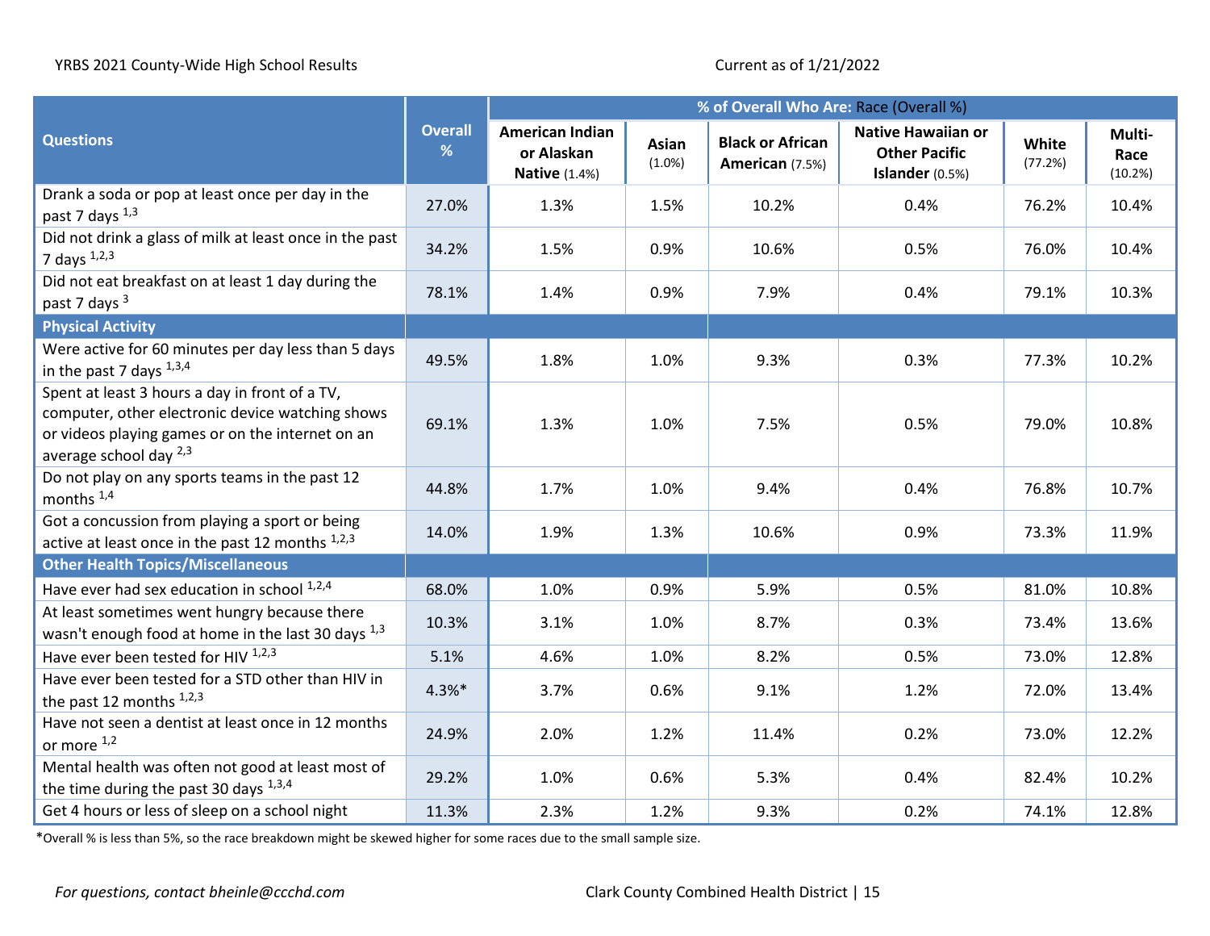YRBS 2021 County-Wide High School Results

Current as of 1/21/2022

| Questions | Overall % | % of Overall Who Are: Race (Overall %) | | | | | |
|---|---|---|---|---|---|---|---|
| | | American Indian or Alaskan Native (1.4%) | Asian (1.0%) | Black or African American (7.5%) | Native Hawaiian or Other Pacific Islander (0.5%) | White (77.2%) | Multi-Race (10.2%) |
| Drank a soda or pop at least once per day in the past 7 days [1,3] | 27.0% | 1.3% | 1.5% | 10.2% | 0.4% | 76.2% | 10.4% |
| Did not drink a glass of milk at least once in the past 7 days [1,2,3] | 34.2% | 1.5% | 0.9% | 10.6% | 0.5% | 76.0% | 10.4% |
| Did not eat breakfast on at least 1 day during the past 7 days [3] | 78.1% | 1.4% | 0.9% | 7.9% | 0.4% | 79.1% | 10.3% |
| **Physical Activity** | | | | | | | |
| Were active for 60 minutes per day less than 5 days in the past 7 days [1,3,4] | 49.5% | 1.8% | 1.0% | 9.3% | 0.3% | 77.3% | 10.2% |
| Spent at least 3 hours a day in front of a TV, computer, other electronic device watching shows or videos playing games or on the internet on an average school day [2,3] | 69.1% | 1.3% | 1.0% | 7.5% | 0.5% | 79.0% | 10.8% |
| Do not play on any sports teams in the past 12 months [1,4] | 44.8% | 1.7% | 1.0% | 9.4% | 0.4% | 76.8% | 10.7% |
| Got a concussion from playing a sport or being active at least once in the past 12 months [1,2,3] | 14.0% | 1.9% | 1.3% | 10.6% | 0.9% | 73.3% | 11.9% |
| **Other Health Topics/Miscellaneous** | | | | | | | |
| Have ever had sex education in school [1,2,4] | 68.0% | 1.0% | 0.9% | 5.9% | 0.5% | 81.0% | 10.8% |
| At least sometimes went hungry because there wasn't enough food at home in the last 30 days [1,3] | 10.3% | 3.1% | 1.0% | 8.7% | 0.3% | 73.4% | 13.6% |
| Have ever been tested for HIV [1,2,3] | 5.1% | 4.6% | 1.0% | 8.2% | 0.5% | 73.0% | 12.8% |
| Have ever been tested for a STD other than HIV in the past 12 months [1,2,3] | 4.3%* | 3.7% | 0.6% | 9.1% | 1.2% | 72.0% | 13.4% |
| Have not seen a dentist at least once in 12 months or more [1,2] | 24.9% | 2.0% | 1.2% | 11.4% | 0.2% | 73.0% | 12.2% |
| Mental health was often not good at least most of the time during the past 30 days [1,3,4] | 29.2% | 1.0% | 0.6% | 5.3% | 0.4% | 82.4% | 10.2% |
| Get 4 hours or less of sleep on a school night | 11.3% | 2.3% | 1.2% | 9.3% | 0.2% | 74.1% | 12.8% |

*Overall % is less than 5%, so the race breakdown might be skewed higher for some races due to the small sample size.

*For questions, contact bheinle@ccchd.com*

Clark County Combined Health District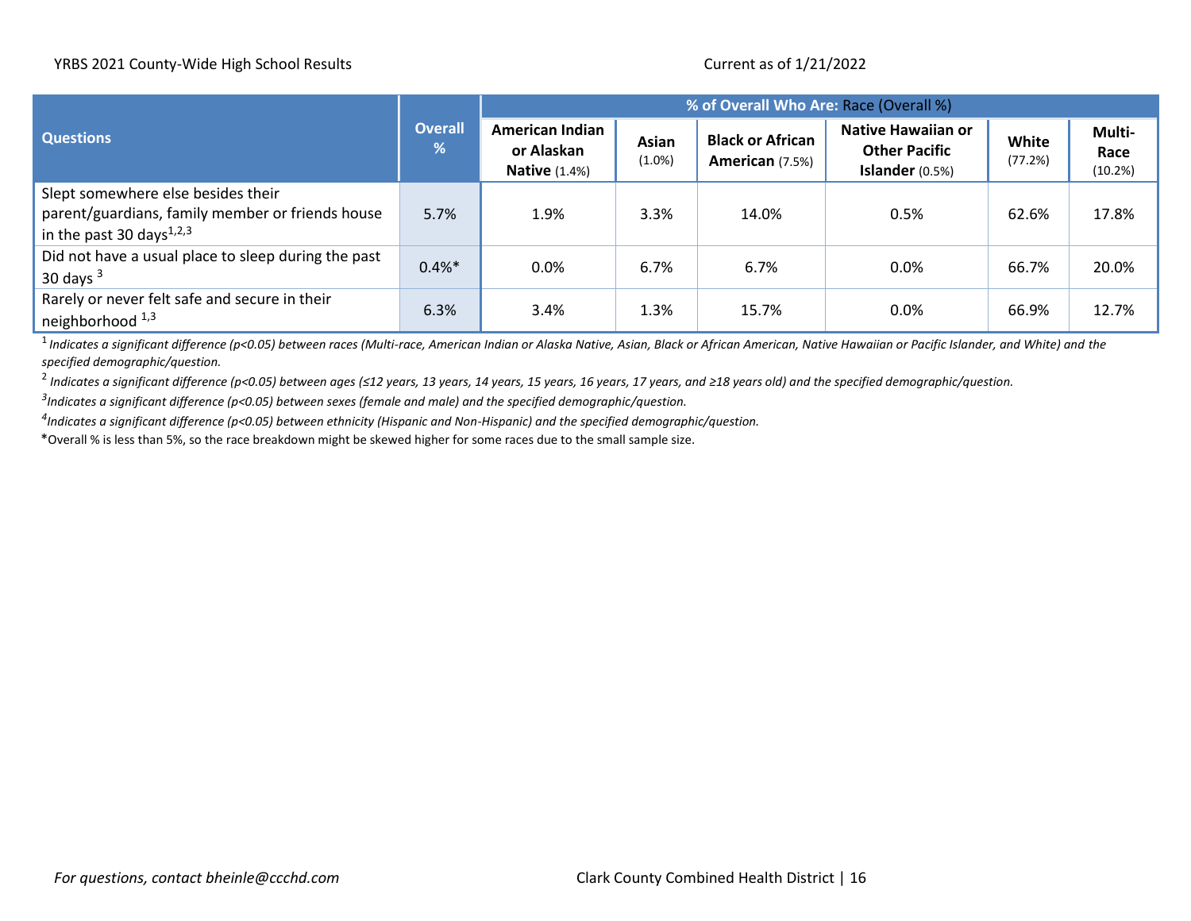| Questions | Overall % | % of Overall Who Are: Race (Overall %) | | | | | |
|---|---|---|---|---|---|---|---|
| | | **American Indian or Alaskan Native** (1.4%) | **Asian** (1.0%) | **Black or African American** (7.5%) | **Native Hawaiian or Other Pacific Islander** (0.5%) | **White** (77.2%) | **Multi-Race** (10.2%) |
| Slept somewhere else besides their parent/guardians, family member or friends house in the past 30 days[1,2,3] | 5.7% | 1.9% | 3.3% | 14.0% | 0.5% | 62.6% | 17.8% |
| Did not have a usual place to sleep during the past 30 days [3] | 0.4%* | 0.0% | 6.7% | 6.7% | 0.0% | 66.7% | 20.0% |
| Rarely or never felt safe and secure in their neighborhood [1,3] | 6.3% | 3.4% | 1.3% | 15.7% | 0.0% | 66.9% | 12.7% |

[1] *Indicates a significant difference ($p<0.05$) between races (Multi-race, American Indian or Alaska Native, Asian, Black or African American, Native Hawaiian or Pacific Islander, and White) and the specified demographic/question.*

[2] *Indicates a significant difference ($p<0.05$) between ages (≤12 years, 13 years, 14 years, 15 years, 16 years, 17 years, and ≥18 years old) and the specified demographic/question.*

[3] *Indicates a significant difference ($p<0.05$) between sexes (female and male) and the specified demographic/question.*

[4] *Indicates a significant difference ($p<0.05$) between ethnicity (Hispanic and Non-Hispanic) and the specified demographic/question.*

*Overall % is less than 5%, so the race breakdown might be skewed higher for some races due to the small sample size.

*For questions, contact bheinle@ccchd.com*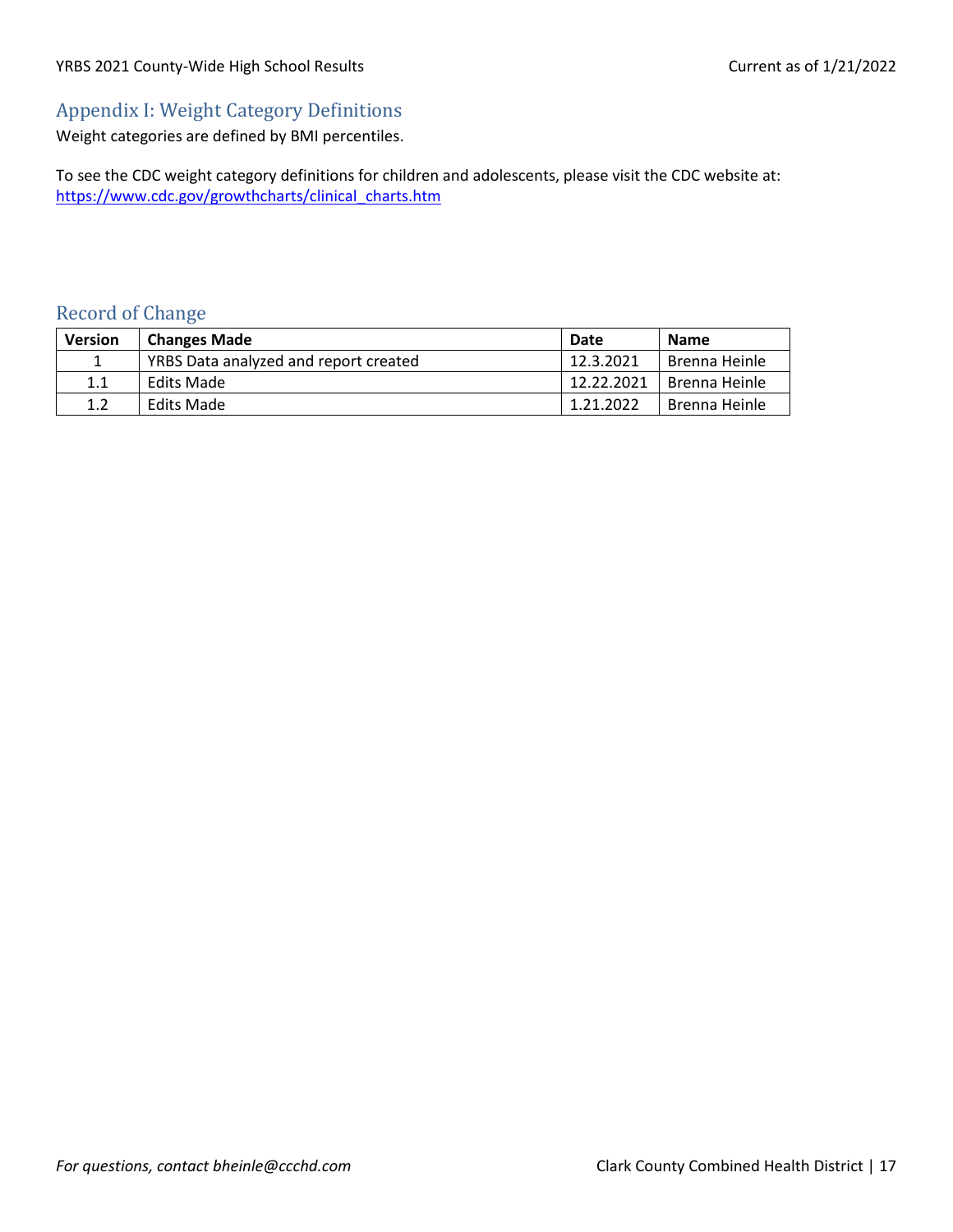## Appendix I: Weight Category Definitions

Weight categories are defined by BMI percentiles.

To see the CDC weight category definitions for children and adolescents, please visit the CDC website at: https://www.cdc.gov/growthcharts/clinical_charts.htm

## Record of Change

| Version | Changes Made | Date | Name |
|---|---|---|---|
| 1 | YRBS Data analyzed and report created | 12.3.2021 | Brenna Heinle |
| 1.1 | Edits Made | 12.22.2021 | Brenna Heinle |
| 1.2 | Edits Made | 1.21.2022 | Brenna Heinle |